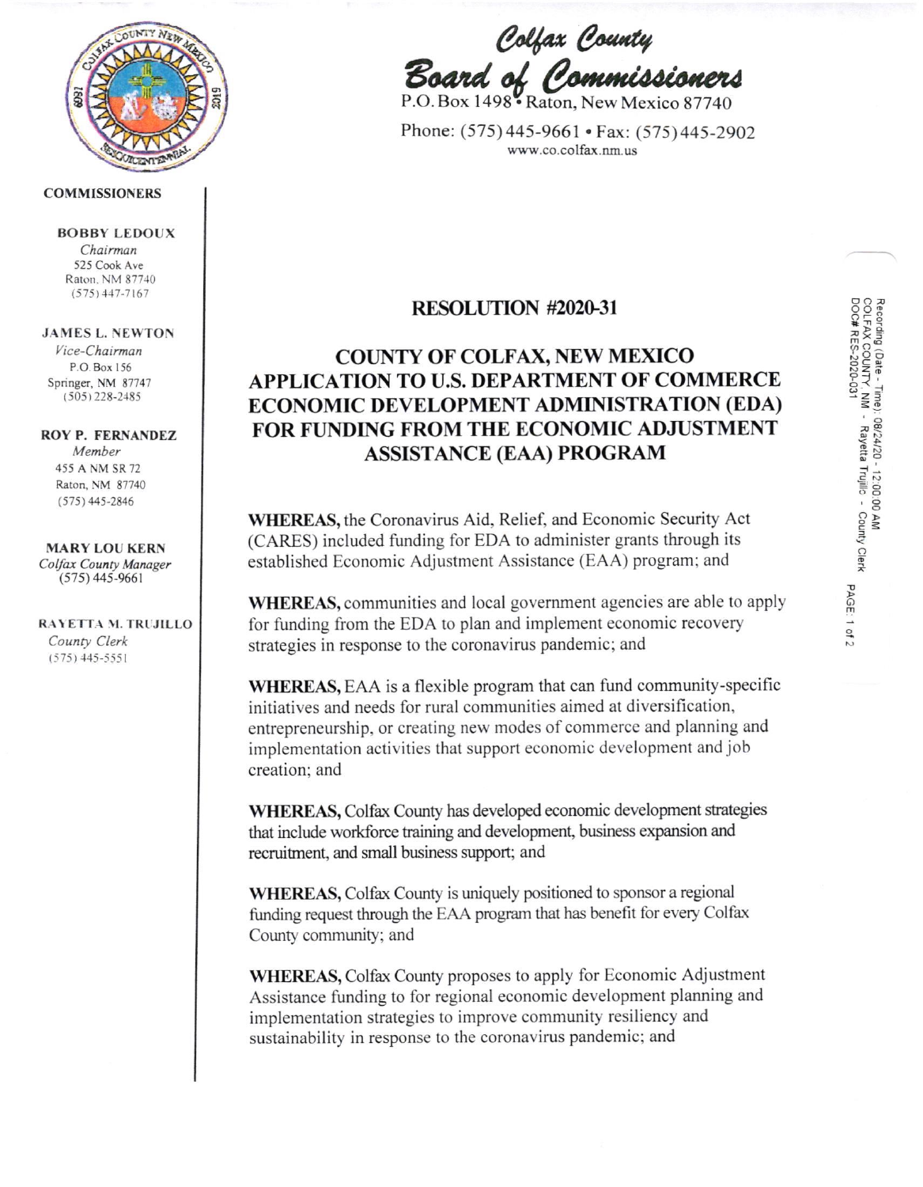**Colfax County Board of Commissioners**

P.O. Box 1498 • Raton, New Mexico 87740

Phone: (575) 445-9661 • Fax: (575) 445-2902

www.co.colfax.nm.us

**COMMISSIONERS**

**BOBBY LEDOUX**
*Chairman*
525 Cook Ave
Raton, NM 87740
(575) 447-7167

**JAMES L. NEWTON**
*Vice-Chairman*
P.O. Box 156
Springer, NM 87747
(505) 228-2485

**ROY P. FERNANDEZ**
*Member*
455 A NM SR 72
Raton, NM 87740
(575) 445-2846

**MARY LOU KERN**
*Colfax County Manager*
(575) 445-9661

**RAYETTA M. TRUJILLO**
*County Clerk*
(575) 445-5551

Recording (Date - Time): 08/24/20 - 12:00:00 AM
COLFAX COUNTY, NM - Rayetta Trujillo - County Clerk
DOC# RES-2020-031

# RESOLUTION #2020-31

## COUNTY OF COLFAX, NEW MEXICO APPLICATION TO U.S. DEPARTMENT OF COMMERCE ECONOMIC DEVELOPMENT ADMINISTRATION (EDA) FOR FUNDING FROM THE ECONOMIC ADJUSTMENT ASSISTANCE (EAA) PROGRAM

**WHEREAS,** the Coronavirus Aid, Relief, and Economic Security Act (CARES) included funding for EDA to administer grants through its established Economic Adjustment Assistance (EAA) program; and

**WHEREAS,** communities and local government agencies are able to apply for funding from the EDA to plan and implement economic recovery strategies in response to the coronavirus pandemic; and

**WHEREAS,** EAA is a flexible program that can fund community-specific initiatives and needs for rural communities aimed at diversification, entrepreneurship, or creating new modes of commerce and planning and implementation activities that support economic development and job creation; and

**WHEREAS,** Colfax County has developed economic development strategies that include workforce training and development, business expansion and recruitment, and small business support; and

**WHEREAS,** Colfax County is uniquely positioned to sponsor a regional funding request through the EAA program that has benefit for every Colfax County community; and

**WHEREAS,** Colfax County proposes to apply for Economic Adjustment Assistance funding to for regional economic development planning and implementation strategies to improve community resiliency and sustainability in response to the coronavirus pandemic; and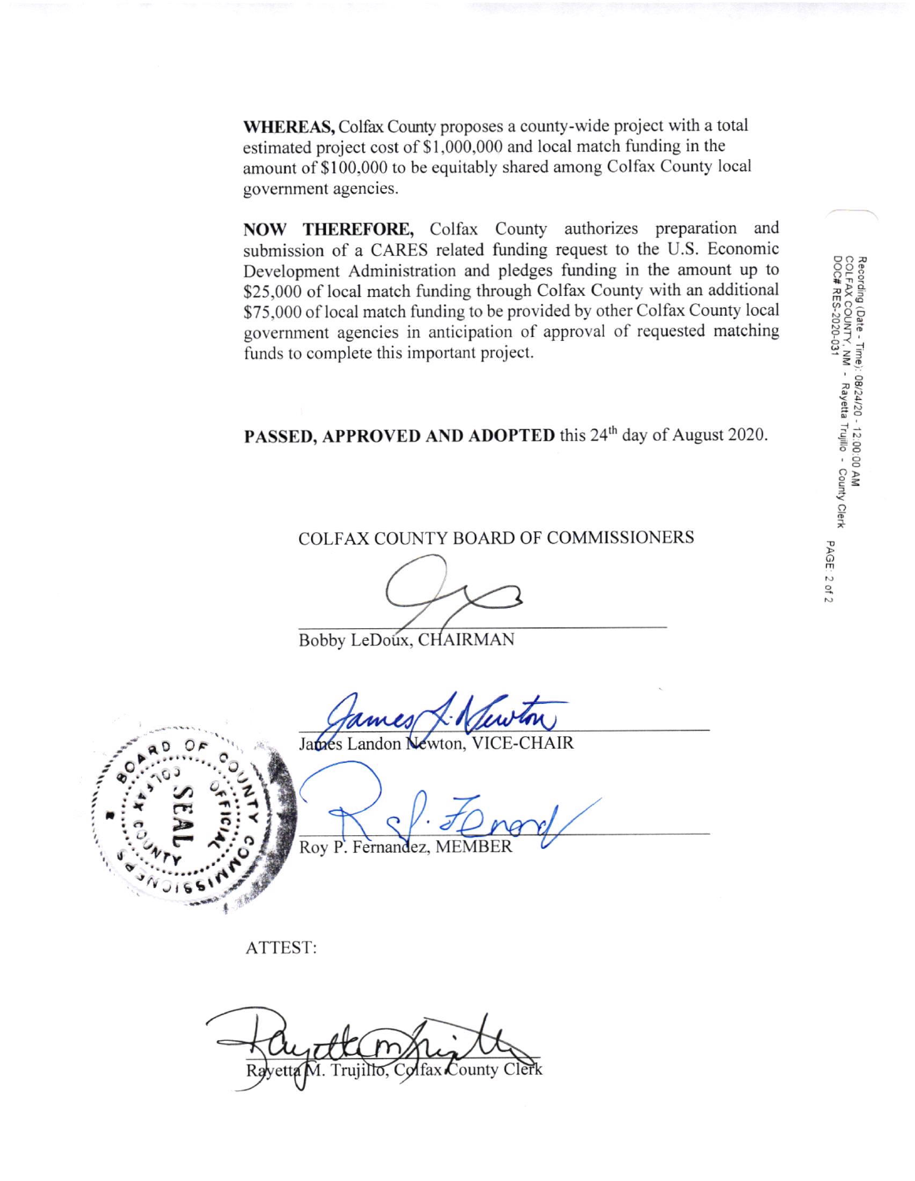**WHEREAS,** Colfax County proposes a county-wide project with a total estimated project cost of $1,000,000 and local match funding in the amount of $100,000 to be equitably shared among Colfax County local government agencies.

**NOW THEREFORE,** Colfax County authorizes preparation and submission of a CARES related funding request to the U.S. Economic Development Administration and pledges funding in the amount up to $25,000 of local match funding through Colfax County with an additional $75,000 of local match funding to be provided by other Colfax County local government agencies in anticipation of approval of requested matching funds to complete this important project.

**PASSED, APPROVED AND ADOPTED** this 24th day of August 2020.

COLFAX COUNTY BOARD OF COMMISSIONERS

Bobby LeDoux, CHAIRMAN

James Landon Newton, VICE-CHAIR

Roy P. Fernandez, MEMBER

ATTEST:

Rayetta M. Trujillo, Colfax County Clerk

Recording (Date - Time): 08/24/20 - 12:00:00 AM
COLFAX COUNTY, NM - Rayetta Trujillo - County Clerk
DOC# RES-2020-031